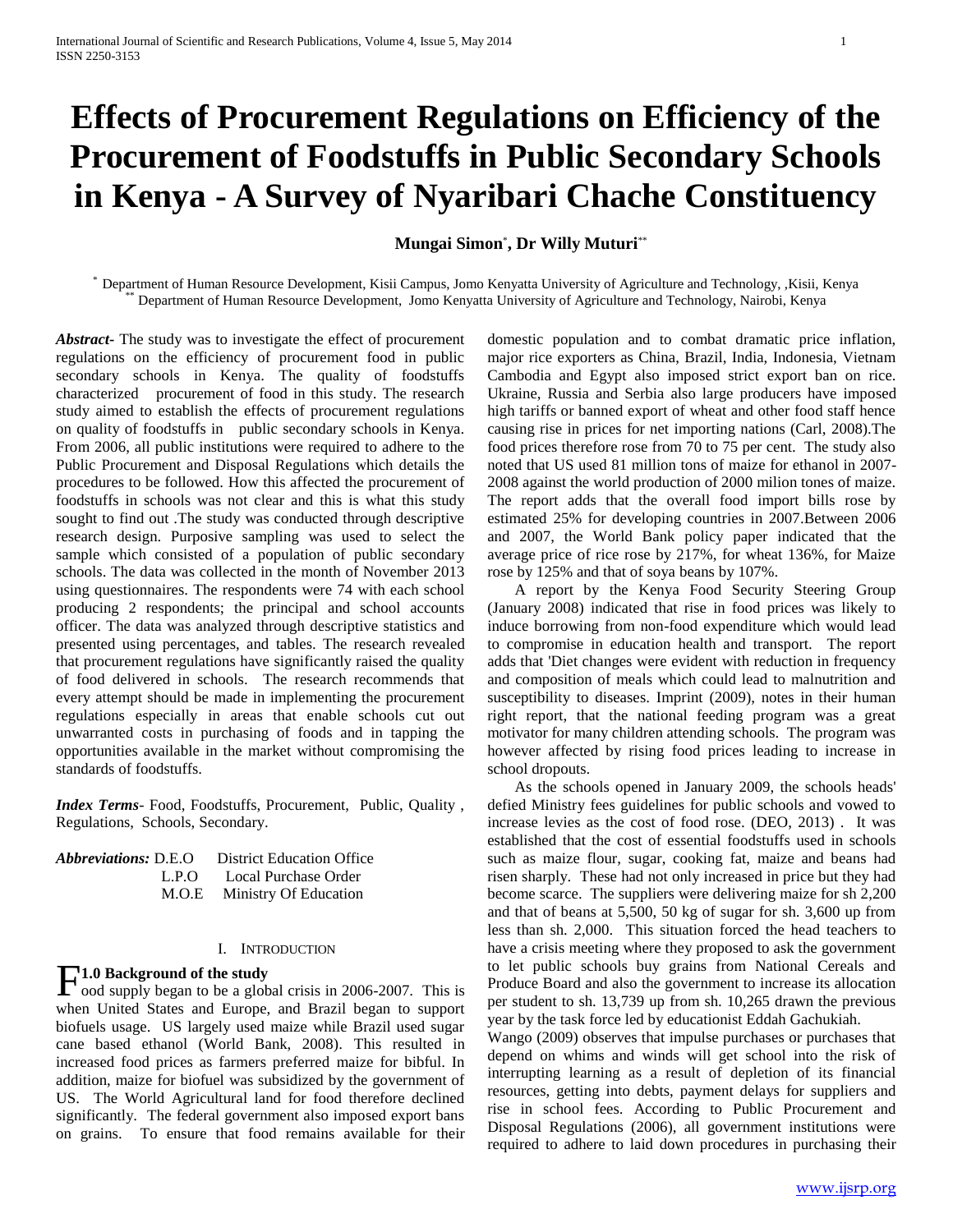# Effects of Procurement Regulations on Efficiency of the Procurement of Foodstuffs in Public Secondary Schools in Kenya - A Survey of Nyaribari Chache Constituency

**Mungai Simon[*], Dr Willy Muturi[**]**

[*] Department of Human Resource Development, Kisii Campus, Jomo Kenyatta University of Agriculture and Technology, ,Kisii, Kenya
[**] Department of Human Resource Development, Jomo Kenyatta University of Agriculture and Technology, Nairobi, Kenya

***Abstract***- The study was to investigate the effect of procurement regulations on the efficiency of procurement food in public secondary schools in Kenya. The quality of foodstuffs characterized procurement of food in this study. The research study aimed to establish the effects of procurement regulations on quality of foodstuffs in public secondary schools in Kenya. From 2006, all public institutions were required to adhere to the Public Procurement and Disposal Regulations which details the procedures to be followed. How this affected the procurement of foodstuffs in schools was not clear and this is what this study sought to find out .The study was conducted through descriptive research design. Purposive sampling was used to select the sample which consisted of a population of public secondary schools. The data was collected in the month of November 2013 using questionnaires. The respondents were 74 with each school producing 2 respondents; the principal and school accounts officer. The data was analyzed through descriptive statistics and presented using percentages, and tables. The research revealed that procurement regulations have significantly raised the quality of food delivered in schools. The research recommends that every attempt should be made in implementing the procurement regulations especially in areas that enable schools cut out unwarranted costs in purchasing of foods and in tapping the opportunities available in the market without compromising the standards of foodstuffs.

***Index Terms***- Food, Foodstuffs, Procurement, Public, Quality , Regulations, Schools, Secondary.

***Abbreviations:*** D.E.O District Education Office
L.P.O Local Purchase Order
M.O.E Ministry Of Education

## I. Introduction

### 1.0 Background of the study

Food supply began to be a global crisis in 2006-2007. This is when United States and Europe, and Brazil began to support biofuels usage. US largely used maize while Brazil used sugar cane based ethanol (World Bank, 2008). This resulted in increased food prices as farmers preferred maize for bibful. In addition, maize for biofuel was subsidized by the government of US. The World Agricultural land for food therefore declined significantly. The federal government also imposed export bans on grains. To ensure that food remains available for their domestic population and to combat dramatic price inflation, major rice exporters as China, Brazil, India, Indonesia, Vietnam Cambodia and Egypt also imposed strict export ban on rice. Ukraine, Russia and Serbia also large producers have imposed high tariffs or banned export of wheat and other food staff hence causing rise in prices for net importing nations (Carl, 2008).The food prices therefore rose from 70 to 75 per cent. The study also noted that US used 81 million tons of maize for ethanol in 2007-2008 against the world production of 2000 milion tones of maize. The report adds that the overall food import bills rose by estimated 25% for developing countries in 2007.Between 2006 and 2007, the World Bank policy paper indicated that the average price of rice rose by 217%, for wheat 136%, for Maize rose by 125% and that of soya beans by 107%.

A report by the Kenya Food Security Steering Group (January 2008) indicated that rise in food prices was likely to induce borrowing from non-food expenditure which would lead to compromise in education health and transport. The report adds that 'Diet changes were evident with reduction in frequency and composition of meals which could lead to malnutrition and susceptibility to diseases. Imprint (2009), notes in their human right report, that the national feeding program was a great motivator for many children attending schools. The program was however affected by rising food prices leading to increase in school dropouts.

As the schools opened in January 2009, the schools heads' defied Ministry fees guidelines for public schools and vowed to increase levies as the cost of food rose. (DEO, 2013) . It was established that the cost of essential foodstuffs used in schools such as maize flour, sugar, cooking fat, maize and beans had risen sharply. These had not only increased in price but they had become scarce. The suppliers were delivering maize for sh 2,200 and that of beans at 5,500, 50 kg of sugar for sh. 3,600 up from less than sh. 2,000. This situation forced the head teachers to have a crisis meeting where they proposed to ask the government to let public schools buy grains from National Cereals and Produce Board and also the government to increase its allocation per student to sh. 13,739 up from sh. 10,265 drawn the previous year by the task force led by educationist Eddah Gachukiah.

Wango (2009) observes that impulse purchases or purchases that depend on whims and winds will get school into the risk of interrupting learning as a result of depletion of its financial resources, getting into debts, payment delays for suppliers and rise in school fees. According to Public Procurement and Disposal Regulations (2006), all government institutions were required to adhere to laid down procedures in purchasing their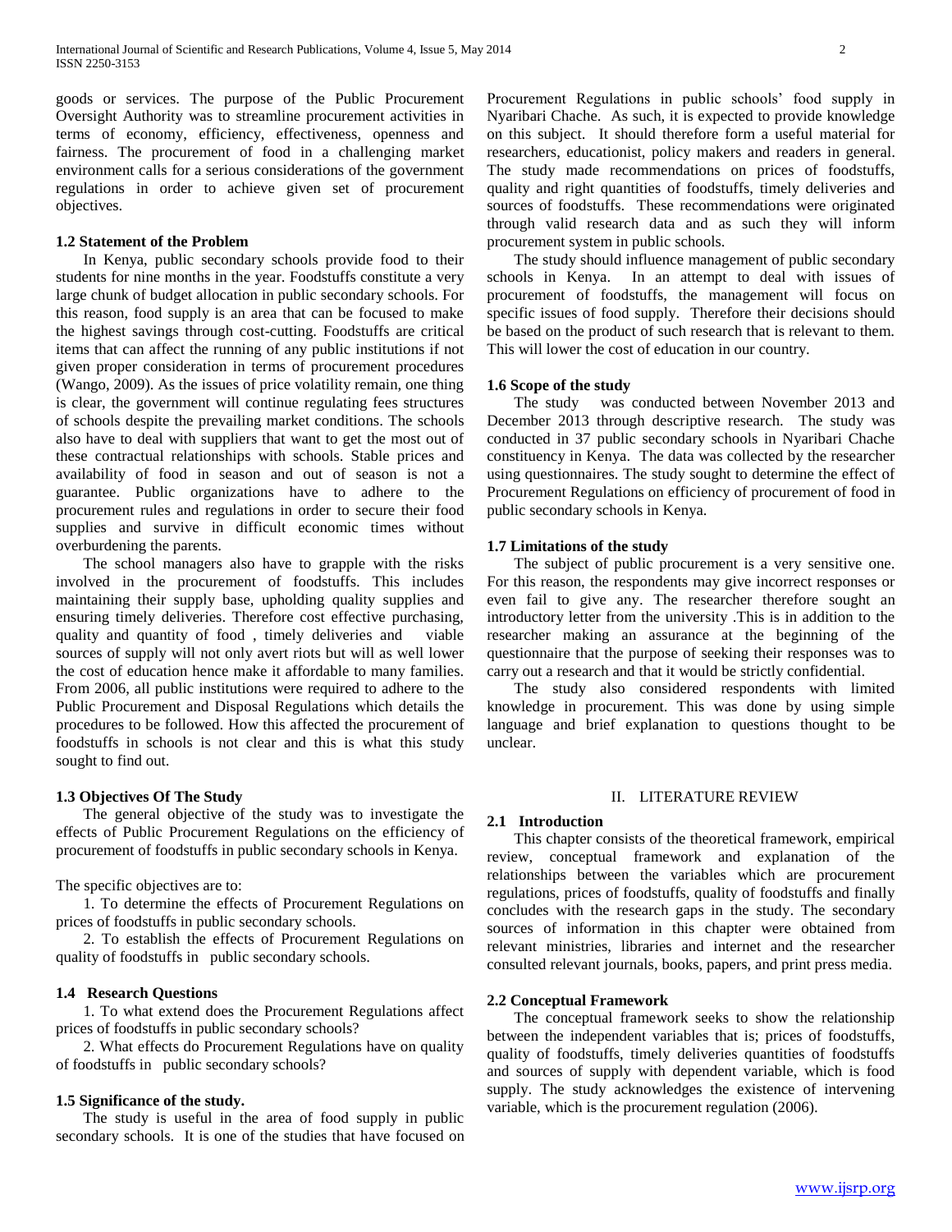goods or services. The purpose of the Public Procurement Oversight Authority was to streamline procurement activities in terms of economy, efficiency, effectiveness, openness and fairness. The procurement of food in a challenging market environment calls for a serious considerations of the government regulations in order to achieve given set of procurement objectives.

### 1.2 Statement of the Problem

In Kenya, public secondary schools provide food to their students for nine months in the year. Foodstuffs constitute a very large chunk of budget allocation in public secondary schools. For this reason, food supply is an area that can be focused to make the highest savings through cost-cutting. Foodstuffs are critical items that can affect the running of any public institutions if not given proper consideration in terms of procurement procedures (Wango, 2009). As the issues of price volatility remain, one thing is clear, the government will continue regulating fees structures of schools despite the prevailing market conditions. The schools also have to deal with suppliers that want to get the most out of these contractual relationships with schools. Stable prices and availability of food in season and out of season is not a guarantee. Public organizations have to adhere to the procurement rules and regulations in order to secure their food supplies and survive in difficult economic times without overburdening the parents.

The school managers also have to grapple with the risks involved in the procurement of foodstuffs. This includes maintaining their supply base, upholding quality supplies and ensuring timely deliveries. Therefore cost effective purchasing, quality and quantity of food , timely deliveries and viable sources of supply will not only avert riots but will as well lower the cost of education hence make it affordable to many families. From 2006, all public institutions were required to adhere to the Public Procurement and Disposal Regulations which details the procedures to be followed. How this affected the procurement of foodstuffs in schools is not clear and this is what this study sought to find out.

### 1.3 Objectives Of The Study

The general objective of the study was to investigate the effects of Public Procurement Regulations on the efficiency of procurement of foodstuffs in public secondary schools in Kenya.

The specific objectives are to:

1. To determine the effects of Procurement Regulations on prices of foodstuffs in public secondary schools.
2. To establish the effects of Procurement Regulations on quality of foodstuffs in public secondary schools.

### 1.4 Research Questions

1. To what extend does the Procurement Regulations affect prices of foodstuffs in public secondary schools?
2. What effects do Procurement Regulations have on quality of foodstuffs in public secondary schools?

### 1.5 Significance of the study.

The study is useful in the area of food supply in public secondary schools. It is one of the studies that have focused on Procurement Regulations in public schools' food supply in Nyaribari Chache. As such, it is expected to provide knowledge on this subject. It should therefore form a useful material for researchers, educationist, policy makers and readers in general. The study made recommendations on prices of foodstuffs, quality and right quantities of foodstuffs, timely deliveries and sources of foodstuffs. These recommendations were originated through valid research data and as such they will inform procurement system in public schools.

The study should influence management of public secondary schools in Kenya. In an attempt to deal with issues of procurement of foodstuffs, the management will focus on specific issues of food supply. Therefore their decisions should be based on the product of such research that is relevant to them. This will lower the cost of education in our country.

### 1.6 Scope of the study

The study was conducted between November 2013 and December 2013 through descriptive research. The study was conducted in 37 public secondary schools in Nyaribari Chache constituency in Kenya. The data was collected by the researcher using questionnaires. The study sought to determine the effect of Procurement Regulations on efficiency of procurement of food in public secondary schools in Kenya.

### 1.7 Limitations of the study

The subject of public procurement is a very sensitive one. For this reason, the respondents may give incorrect responses or even fail to give any. The researcher therefore sought an introductory letter from the university .This is in addition to the researcher making an assurance at the beginning of the questionnaire that the purpose of seeking their responses was to carry out a research and that it would be strictly confidential.

The study also considered respondents with limited knowledge in procurement. This was done by using simple language and brief explanation to questions thought to be unclear.

## II. LITERATURE REVIEW

### 2.1 Introduction

This chapter consists of the theoretical framework, empirical review, conceptual framework and explanation of the relationships between the variables which are procurement regulations, prices of foodstuffs, quality of foodstuffs and finally concludes with the research gaps in the study. The secondary sources of information in this chapter were obtained from relevant ministries, libraries and internet and the researcher consulted relevant journals, books, papers, and print press media.

### 2.2 Conceptual Framework

The conceptual framework seeks to show the relationship between the independent variables that is; prices of foodstuffs, quality of foodstuffs, timely deliveries quantities of foodstuffs and sources of supply with dependent variable, which is food supply. The study acknowledges the existence of intervening variable, which is the procurement regulation (2006).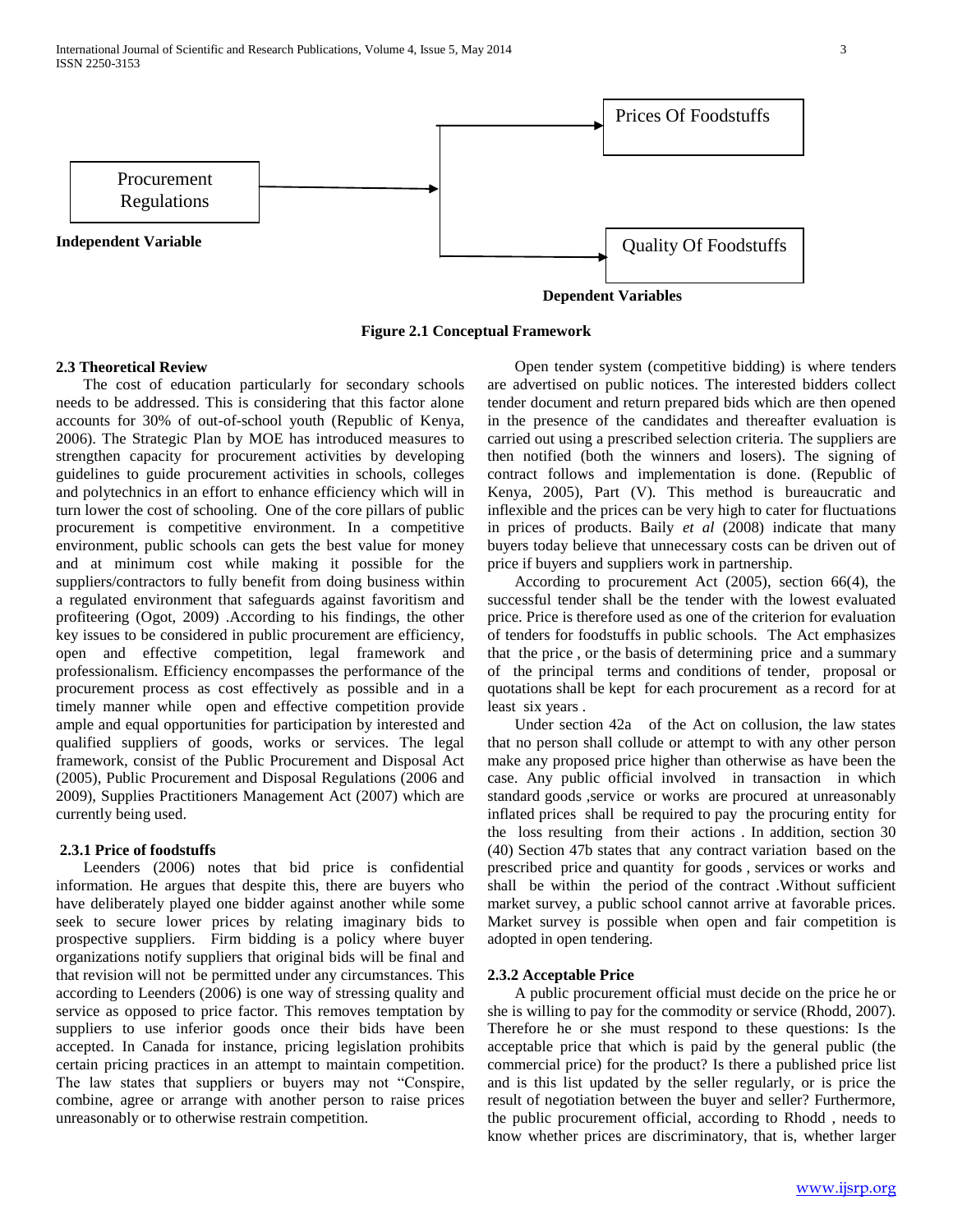Procurement Regulations

**Independent Variable**

Prices Of Foodstuffs

Quality Of Foodstuffs

**Dependent Variables**

**Figure 2.1 Conceptual Framework**

### 2.3 Theoretical Review

The cost of education particularly for secondary schools needs to be addressed. This is considering that this factor alone accounts for 30% of out-of-school youth (Republic of Kenya, 2006). The Strategic Plan by MOE has introduced measures to strengthen capacity for procurement activities by developing guidelines to guide procurement activities in schools, colleges and polytechnics in an effort to enhance efficiency which will in turn lower the cost of schooling. One of the core pillars of public procurement is competitive environment. In a competitive environment, public schools can gets the best value for money and at minimum cost while making it possible for the suppliers/contractors to fully benefit from doing business within a regulated environment that safeguards against favoritism and profiteering (Ogot, 2009) .According to his findings, the other key issues to be considered in public procurement are efficiency, open and effective competition, legal framework and professionalism. Efficiency encompasses the performance of the procurement process as cost effectively as possible and in a timely manner while open and effective competition provide ample and equal opportunities for participation by interested and qualified suppliers of goods, works or services. The legal framework, consist of the Public Procurement and Disposal Act (2005), Public Procurement and Disposal Regulations (2006 and 2009), Supplies Practitioners Management Act (2007) which are currently being used.

#### 2.3.1 Price of foodstuffs

Leenders (2006) notes that bid price is confidential information. He argues that despite this, there are buyers who have deliberately played one bidder against another while some seek to secure lower prices by relating imaginary bids to prospective suppliers. Firm bidding is a policy where buyer organizations notify suppliers that original bids will be final and that revision will not be permitted under any circumstances. This according to Leenders (2006) is one way of stressing quality and service as opposed to price factor. This removes temptation by suppliers to use inferior goods once their bids have been accepted. In Canada for instance, pricing legislation prohibits certain pricing practices in an attempt to maintain competition. The law states that suppliers or buyers may not "Conspire, combine, agree or arrange with another person to raise prices unreasonably or to otherwise restrain competition.

Open tender system (competitive bidding) is where tenders are advertised on public notices. The interested bidders collect tender document and return prepared bids which are then opened in the presence of the candidates and thereafter evaluation is carried out using a prescribed selection criteria. The suppliers are then notified (both the winners and losers). The signing of contract follows and implementation is done. (Republic of Kenya, 2005), Part (V). This method is bureaucratic and inflexible and the prices can be very high to cater for fluctuations in prices of products. Baily *et al* (2008) indicate that many buyers today believe that unnecessary costs can be driven out of price if buyers and suppliers work in partnership.

According to procurement Act (2005), section 66(4), the successful tender shall be the tender with the lowest evaluated price. Price is therefore used as one of the criterion for evaluation of tenders for foodstuffs in public schools. The Act emphasizes that the price , or the basis of determining price and a summary of the principal terms and conditions of tender, proposal or quotations shall be kept for each procurement as a record for at least six years .

Under section 42a of the Act on collusion, the law states that no person shall collude or attempt to with any other person make any proposed price higher than otherwise as have been the case. Any public official involved in transaction in which standard goods ,service or works are procured at unreasonably inflated prices shall be required to pay the procuring entity for the loss resulting from their actions . In addition, section 30 (40) Section 47b states that any contract variation based on the prescribed price and quantity for goods , services or works and shall be within the period of the contract .Without sufficient market survey, a public school cannot arrive at favorable prices. Market survey is possible when open and fair competition is adopted in open tendering.

#### 2.3.2 Acceptable Price

A public procurement official must decide on the price he or she is willing to pay for the commodity or service (Rhodd, 2007). Therefore he or she must respond to these questions: Is the acceptable price that which is paid by the general public (the commercial price) for the product? Is there a published price list and is this list updated by the seller regularly, or is price the result of negotiation between the buyer and seller? Furthermore, the public procurement official, according to Rhodd , needs to know whether prices are discriminatory, that is, whether larger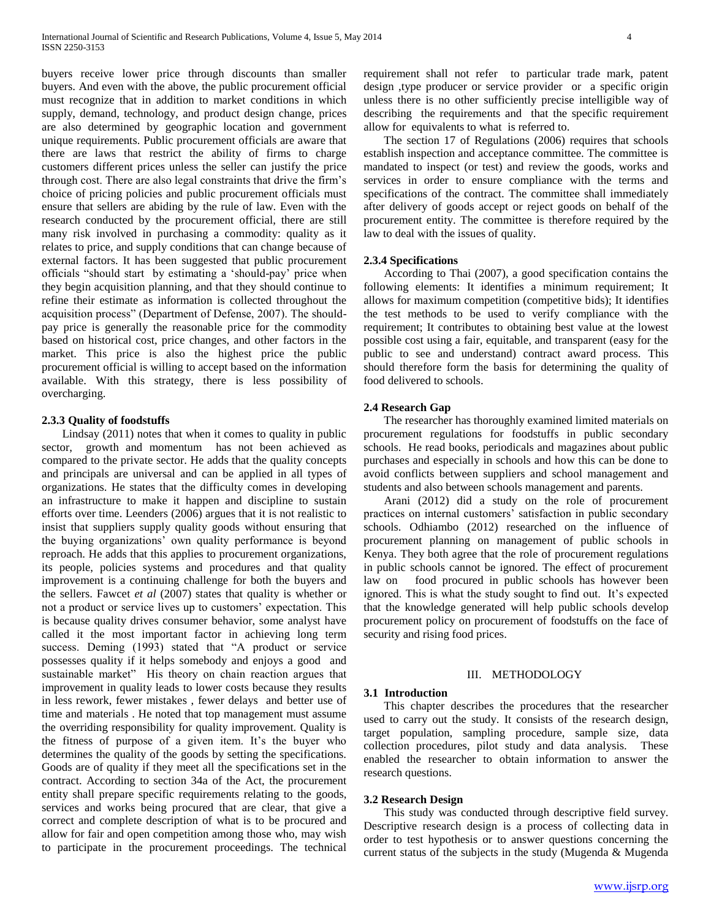buyers receive lower price through discounts than smaller buyers. And even with the above, the public procurement official must recognize that in addition to market conditions in which supply, demand, technology, and product design change, prices are also determined by geographic location and government unique requirements. Public procurement officials are aware that there are laws that restrict the ability of firms to charge customers different prices unless the seller can justify the price through cost. There are also legal constraints that drive the firm's choice of pricing policies and public procurement officials must ensure that sellers are abiding by the rule of law. Even with the research conducted by the procurement official, there are still many risk involved in purchasing a commodity: quality as it relates to price, and supply conditions that can change because of external factors. It has been suggested that public procurement officials "should start by estimating a 'should-pay' price when they begin acquisition planning, and that they should continue to refine their estimate as information is collected throughout the acquisition process" (Department of Defense, 2007). The should-pay price is generally the reasonable price for the commodity based on historical cost, price changes, and other factors in the market. This price is also the highest price the public procurement official is willing to accept based on the information available. With this strategy, there is less possibility of overcharging.

### 2.3.3 Quality of foodstuffs

Lindsay (2011) notes that when it comes to quality in public sector, growth and momentum has not been achieved as compared to the private sector. He adds that the quality concepts and principals are universal and can be applied in all types of organizations. He states that the difficulty comes in developing an infrastructure to make it happen and discipline to sustain efforts over time. Leenders (2006) argues that it is not realistic to insist that suppliers supply quality goods without ensuring that the buying organizations' own quality performance is beyond reproach. He adds that this applies to procurement organizations, its people, policies systems and procedures and that quality improvement is a continuing challenge for both the buyers and the sellers. Fawcet *et al* (2007) states that quality is whether or not a product or service lives up to customers' expectation. This is because quality drives consumer behavior, some analyst have called it the most important factor in achieving long term success. Deming (1993) stated that "A product or service possesses quality if it helps somebody and enjoys a good and sustainable market" His theory on chain reaction argues that improvement in quality leads to lower costs because they results in less rework, fewer mistakes , fewer delays and better use of time and materials . He noted that top management must assume the overriding responsibility for quality improvement. Quality is the fitness of purpose of a given item. It's the buyer who determines the quality of the goods by setting the specifications. Goods are of quality if they meet all the specifications set in the contract. According to section 34a of the Act, the procurement entity shall prepare specific requirements relating to the goods, services and works being procured that are clear, that give a correct and complete description of what is to be procured and allow for fair and open competition among those who, may wish to participate in the procurement proceedings. The technical requirement shall not refer to particular trade mark, patent design ,type producer or service provider or a specific origin unless there is no other sufficiently precise intelligible way of describing the requirements and that the specific requirement allow for equivalents to what is referred to.

The section 17 of Regulations (2006) requires that schools establish inspection and acceptance committee. The committee is mandated to inspect (or test) and review the goods, works and services in order to ensure compliance with the terms and specifications of the contract. The committee shall immediately after delivery of goods accept or reject goods on behalf of the procurement entity. The committee is therefore required by the law to deal with the issues of quality.

### 2.3.4 Specifications

According to Thai (2007), a good specification contains the following elements: It identifies a minimum requirement; It allows for maximum competition (competitive bids); It identifies the test methods to be used to verify compliance with the requirement; It contributes to obtaining best value at the lowest possible cost using a fair, equitable, and transparent (easy for the public to see and understand) contract award process. This should therefore form the basis for determining the quality of food delivered to schools.

## 2.4 Research Gap

The researcher has thoroughly examined limited materials on procurement regulations for foodstuffs in public secondary schools. He read books, periodicals and magazines about public purchases and especially in schools and how this can be done to avoid conflicts between suppliers and school management and students and also between schools management and parents.

Arani (2012) did a study on the role of procurement practices on internal customers' satisfaction in public secondary schools. Odhiambo (2012) researched on the influence of procurement planning on management of public schools in Kenya. They both agree that the role of procurement regulations in public schools cannot be ignored. The effect of procurement law on food procured in public schools has however been ignored. This is what the study sought to find out. It's expected that the knowledge generated will help public schools develop procurement policy on procurement of foodstuffs on the face of security and rising food prices.

# III. METHODOLOGY

## 3.1 Introduction

This chapter describes the procedures that the researcher used to carry out the study. It consists of the research design, target population, sampling procedure, sample size, data collection procedures, pilot study and data analysis. These enabled the researcher to obtain information to answer the research questions.

## 3.2 Research Design

This study was conducted through descriptive field survey. Descriptive research design is a process of collecting data in order to test hypothesis or to answer questions concerning the current status of the subjects in the study (Mugenda & Mugenda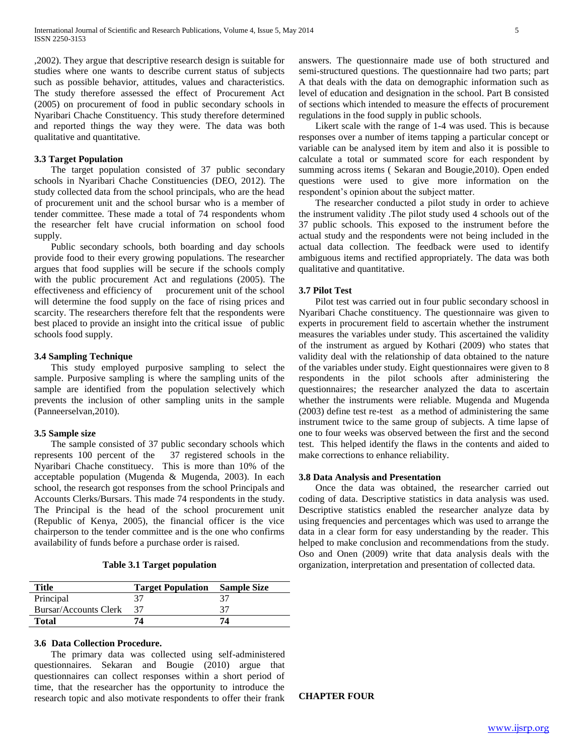,2002). They argue that descriptive research design is suitable for studies where one wants to describe current status of subjects such as possible behavior, attitudes, values and characteristics. The study therefore assessed the effect of Procurement Act (2005) on procurement of food in public secondary schools in Nyaribari Chache Constituency. This study therefore determined and reported things the way they were. The data was both qualitative and quantitative.

### 3.3 Target Population

The target population consisted of 37 public secondary schools in Nyaribari Chache Constituencies (DEO, 2012). The study collected data from the school principals, who are the head of procurement unit and the school bursar who is a member of tender committee. These made a total of 74 respondents whom the researcher felt have crucial information on school food supply.

Public secondary schools, both boarding and day schools provide food to their every growing populations. The researcher argues that food supplies will be secure if the schools comply with the public procurement Act and regulations (2005). The effectiveness and efficiency of procurement unit of the school will determine the food supply on the face of rising prices and scarcity. The researchers therefore felt that the respondents were best placed to provide an insight into the critical issue of public schools food supply.

### 3.4 Sampling Technique

This study employed purposive sampling to select the sample. Purposive sampling is where the sampling units of the sample are identified from the population selectively which prevents the inclusion of other sampling units in the sample (Panneerselvan,2010).

### 3.5 Sample size

The sample consisted of 37 public secondary schools which represents 100 percent of the 37 registered schools in the Nyaribari Chache constituecy. This is more than 10% of the acceptable population (Mugenda & Mugenda, 2003). In each school, the research got responses from the school Principals and Accounts Clerks/Bursars. This made 74 respondents in the study. The Principal is the head of the school procurement unit (Republic of Kenya, 2005), the financial officer is the vice chairperson to the tender committee and is the one who confirms availability of funds before a purchase order is raised.

**Table 3.1 Target population**

| Title | Target Population | Sample Size |
|---|---|---|
| Principal | 37 | 37 |
| Bursar/Accounts Clerk | 37 | 37 |
| **Total** | **74** | **74** |

### 3.6 Data Collection Procedure.

The primary data was collected using self-administered questionnaires. Sekaran and Bougie (2010) argue that questionnaires can collect responses within a short period of time, that the researcher has the opportunity to introduce the research topic and also motivate respondents to offer their frank answers. The questionnaire made use of both structured and semi-structured questions. The questionnaire had two parts; part A that deals with the data on demographic information such as level of education and designation in the school. Part B consisted of sections which intended to measure the effects of procurement regulations in the food supply in public schools.

Likert scale with the range of 1-4 was used. This is because responses over a number of items tapping a particular concept or variable can be analysed item by item and also it is possible to calculate a total or summated score for each respondent by summing across items ( Sekaran and Bougie,2010). Open ended questions were used to give more information on the respondent's opinion about the subject matter.

The researcher conducted a pilot study in order to achieve the instrument validity .The pilot study used 4 schools out of the 37 public schools. This exposed to the instrument before the actual study and the respondents were not being included in the actual data collection. The feedback were used to identify ambiguous items and rectified appropriately. The data was both qualitative and quantitative.

### 3.7 Pilot Test

Pilot test was carried out in four public secondary schoosl in Nyaribari Chache constituency. The questionnaire was given to experts in procurement field to ascertain whether the instrument measures the variables under study. This ascertained the validity of the instrument as argued by Kothari (2009) who states that validity deal with the relationship of data obtained to the nature of the variables under study. Eight questionnaires were given to 8 respondents in the pilot schools after administering the questionnaires; the researcher analyzed the data to ascertain whether the instruments were reliable. Mugenda and Mugenda (2003) define test re-test as a method of administering the same instrument twice to the same group of subjects. A time lapse of one to four weeks was observed between the first and the second test. This helped identify the flaws in the contents and aided to make corrections to enhance reliability.

### 3.8 Data Analysis and Presentation

Once the data was obtained, the researcher carried out coding of data. Descriptive statistics in data analysis was used. Descriptive statistics enabled the researcher analyze data by using frequencies and percentages which was used to arrange the data in a clear form for easy understanding by the reader. This helped to make conclusion and recommendations from the study. Oso and Onen (2009) write that data analysis deals with the organization, interpretation and presentation of collected data.

## CHAPTER FOUR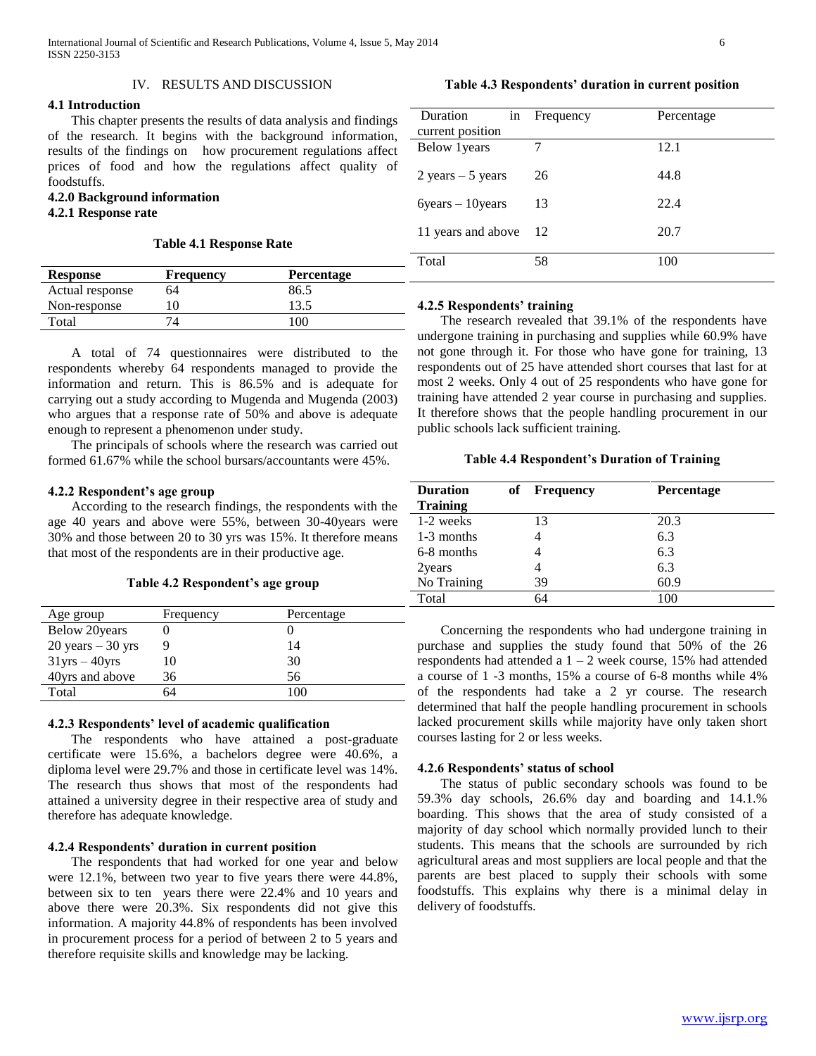## IV. RESULTS AND DISCUSSION

### 4.1 Introduction

This chapter presents the results of data analysis and findings of the research. It begins with the background information, results of the findings on how procurement regulations affect prices of food and how the regulations affect quality of foodstuffs.

### 4.2.0 Background information

### 4.2.1 Response rate

**Table 4.1 Response Rate**

| Response | Frequency | Percentage |
|---|---|---|
| Actual response | 64 | 86.5 |
| Non-response | 10 | 13.5 |
| Total | 74 | 100 |

A total of 74 questionnaires were distributed to the respondents whereby 64 respondents managed to provide the information and return. This is 86.5% and is adequate for carrying out a study according to Mugenda and Mugenda (2003) who argues that a response rate of 50% and above is adequate enough to represent a phenomenon under study.

The principals of schools where the research was carried out formed 61.67% while the school bursars/accountants were 45%.

### 4.2.2 Respondent's age group

According to the research findings, the respondents with the age 40 years and above were 55%, between 30-40years were 30% and those between 20 to 30 yrs was 15%. It therefore means that most of the respondents are in their productive age.

**Table 4.2 Respondent's age group**

| Age group | Frequency | Percentage |
|---|---|---|
| Below 20years | 0 | 0 |
| 20 years – 30 yrs | 9 | 14 |
| 31yrs – 40yrs | 10 | 30 |
| 40yrs and above | 36 | 56 |
| Total | 64 | 100 |

### 4.2.3 Respondents' level of academic qualification

The respondents who have attained a post-graduate certificate were 15.6%, a bachelors degree were 40.6%, a diploma level were 29.7% and those in certificate level was 14%. The research thus shows that most of the respondents had attained a university degree in their respective area of study and therefore has adequate knowledge.

### 4.2.4 Respondents' duration in current position

The respondents that had worked for one year and below were 12.1%, between two year to five years there were 44.8%, between six to ten years there were 22.4% and 10 years and above there were 20.3%. Six respondents did not give this information. A majority 44.8% of respondents has been involved in procurement process for a period of between 2 to 5 years and therefore requisite skills and knowledge may be lacking.

**Table 4.3 Respondents' duration in current position**

| Duration in current position | Frequency | Percentage |
|---|---|---|
| Below 1years | 7 | 12.1 |
| 2 years – 5 years | 26 | 44.8 |
| 6years – 10years | 13 | 22.4 |
| 11 years and above | 12 | 20.7 |
| Total | 58 | 100 |

### 4.2.5 Respondents' training

The research revealed that 39.1% of the respondents have undergone training in purchasing and supplies while 60.9% have not gone through it. For those who have gone for training, 13 respondents out of 25 have attended short courses that last for at most 2 weeks. Only 4 out of 25 respondents who have gone for training have attended 2 year course in purchasing and supplies. It therefore shows that the people handling procurement in our public schools lack sufficient training.

**Table 4.4 Respondent's Duration of Training**

| Duration of Training | Frequency | Percentage |
|---|---|---|
| 1-2 weeks | 13 | 20.3 |
| 1-3 months | 4 | 6.3 |
| 6-8 months | 4 | 6.3 |
| 2years | 4 | 6.3 |
| No Training | 39 | 60.9 |
| Total | 64 | 100 |

Concerning the respondents who had undergone training in purchase and supplies the study found that 50% of the 26 respondents had attended a 1 – 2 week course, 15% had attended a course of 1 -3 months, 15% a course of 6-8 months while 4% of the respondents had take a 2 yr course. The research determined that half the people handling procurement in schools lacked procurement skills while majority have only taken short courses lasting for 2 or less weeks.

### 4.2.6 Respondents' status of school

The status of public secondary schools was found to be 59.3% day schools, 26.6% day and boarding and 14.1.% boarding. This shows that the area of study consisted of a majority of day school which normally provided lunch to their students. This means that the schools are surrounded by rich agricultural areas and most suppliers are local people and that the parents are best placed to supply their schools with some foodstuffs. This explains why there is a minimal delay in delivery of foodstuffs.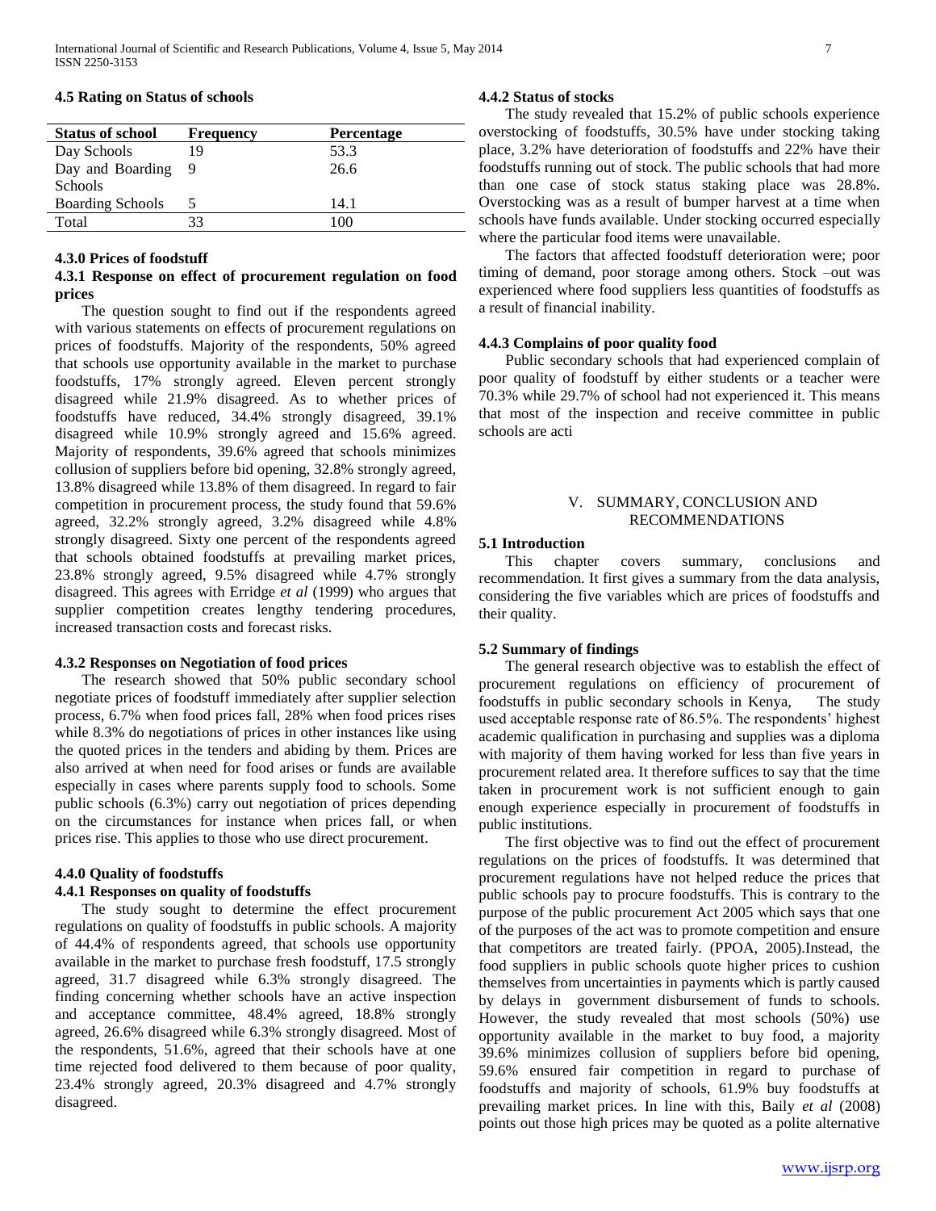**4.5 Rating on Status of schools**

| Status of school | Frequency | Percentage |
|---|---|---|
| Day Schools | 19 | 53.3 |
| Day and Boarding Schools | 9 | 26.6 |
| Boarding Schools | 5 | 14.1 |
| Total | 33 | 100 |

**4.3.0 Prices of foodstuff**

**4.3.1 Response on effect of procurement regulation on food prices**

The question sought to find out if the respondents agreed with various statements on effects of procurement regulations on prices of foodstuffs. Majority of the respondents, 50% agreed that schools use opportunity available in the market to purchase foodstuffs, 17% strongly agreed. Eleven percent strongly disagreed while 21.9% disagreed. As to whether prices of foodstuffs have reduced, 34.4% strongly disagreed, 39.1% disagreed while 10.9% strongly agreed and 15.6% agreed. Majority of respondents, 39.6% agreed that schools minimizes collusion of suppliers before bid opening, 32.8% strongly agreed, 13.8% disagreed while 13.8% of them disagreed. In regard to fair competition in procurement process, the study found that 59.6% agreed, 32.2% strongly agreed, 3.2% disagreed while 4.8% strongly disagreed. Sixty one percent of the respondents agreed that schools obtained foodstuffs at prevailing market prices, 23.8% strongly agreed, 9.5% disagreed while 4.7% strongly disagreed. This agrees with Erridge *et al* (1999) who argues that supplier competition creates lengthy tendering procedures, increased transaction costs and forecast risks.

**4.3.2 Responses on Negotiation of food prices**

The research showed that 50% public secondary school negotiate prices of foodstuff immediately after supplier selection process, 6.7% when food prices fall, 28% when food prices rises while 8.3% do negotiations of prices in other instances like using the quoted prices in the tenders and abiding by them. Prices are also arrived at when need for food arises or funds are available especially in cases where parents supply food to schools. Some public schools (6.3%) carry out negotiation of prices depending on the circumstances for instance when prices fall, or when prices rise. This applies to those who use direct procurement.

**4.4.0 Quality of foodstuffs**

**4.4.1 Responses on quality of foodstuffs**

The study sought to determine the effect procurement regulations on quality of foodstuffs in public schools. A majority of 44.4% of respondents agreed, that schools use opportunity available in the market to purchase fresh foodstuff, 17.5 strongly agreed, 31.7 disagreed while 6.3% strongly disagreed. The finding concerning whether schools have an active inspection and acceptance committee, 48.4% agreed, 18.8% strongly agreed, 26.6% disagreed while 6.3% strongly disagreed. Most of the respondents, 51.6%, agreed that their schools have at one time rejected food delivered to them because of poor quality, 23.4% strongly agreed, 20.3% disagreed and 4.7% strongly disagreed.

**4.4.2 Status of stocks**

The study revealed that 15.2% of public schools experience overstocking of foodstuffs, 30.5% have under stocking taking place, 3.2% have deterioration of foodstuffs and 22% have their foodstuffs running out of stock. The public schools that had more than one case of stock status staking place was 28.8%. Overstocking was as a result of bumper harvest at a time when schools have funds available. Under stocking occurred especially where the particular food items were unavailable.

The factors that affected foodstuff deterioration were; poor timing of demand, poor storage among others. Stock –out was experienced where food suppliers less quantities of foodstuffs as a result of financial inability.

**4.4.3 Complains of poor quality food**

Public secondary schools that had experienced complain of poor quality of foodstuff by either students or a teacher were 70.3% while 29.7% of school had not experienced it. This means that most of the inspection and receive committee in public schools are acti

## V. Summary, Conclusion and Recommendations

**5.1 Introduction**

This chapter covers summary, conclusions and recommendation. It first gives a summary from the data analysis, considering the five variables which are prices of foodstuffs and their quality.

**5.2 Summary of findings**

The general research objective was to establish the effect of procurement regulations on efficiency of procurement of foodstuffs in public secondary schools in Kenya, The study used acceptable response rate of 86.5%. The respondents' highest academic qualification in purchasing and supplies was a diploma with majority of them having worked for less than five years in procurement related area. It therefore suffices to say that the time taken in procurement work is not sufficient enough to gain enough experience especially in procurement of foodstuffs in public institutions.

The first objective was to find out the effect of procurement regulations on the prices of foodstuffs. It was determined that procurement regulations have not helped reduce the prices that public schools pay to procure foodstuffs. This is contrary to the purpose of the public procurement Act 2005 which says that one of the purposes of the act was to promote competition and ensure that competitors are treated fairly. (PPOA, 2005).Instead, the food suppliers in public schools quote higher prices to cushion themselves from uncertainties in payments which is partly caused by delays in government disbursement of funds to schools. However, the study revealed that most schools (50%) use opportunity available in the market to buy food, a majority 39.6% minimizes collusion of suppliers before bid opening, 59.6% ensured fair competition in regard to purchase of foodstuffs and majority of schools, 61.9% buy foodstuffs at prevailing market prices. In line with this, Baily *et al* (2008) points out those high prices may be quoted as a polite alternative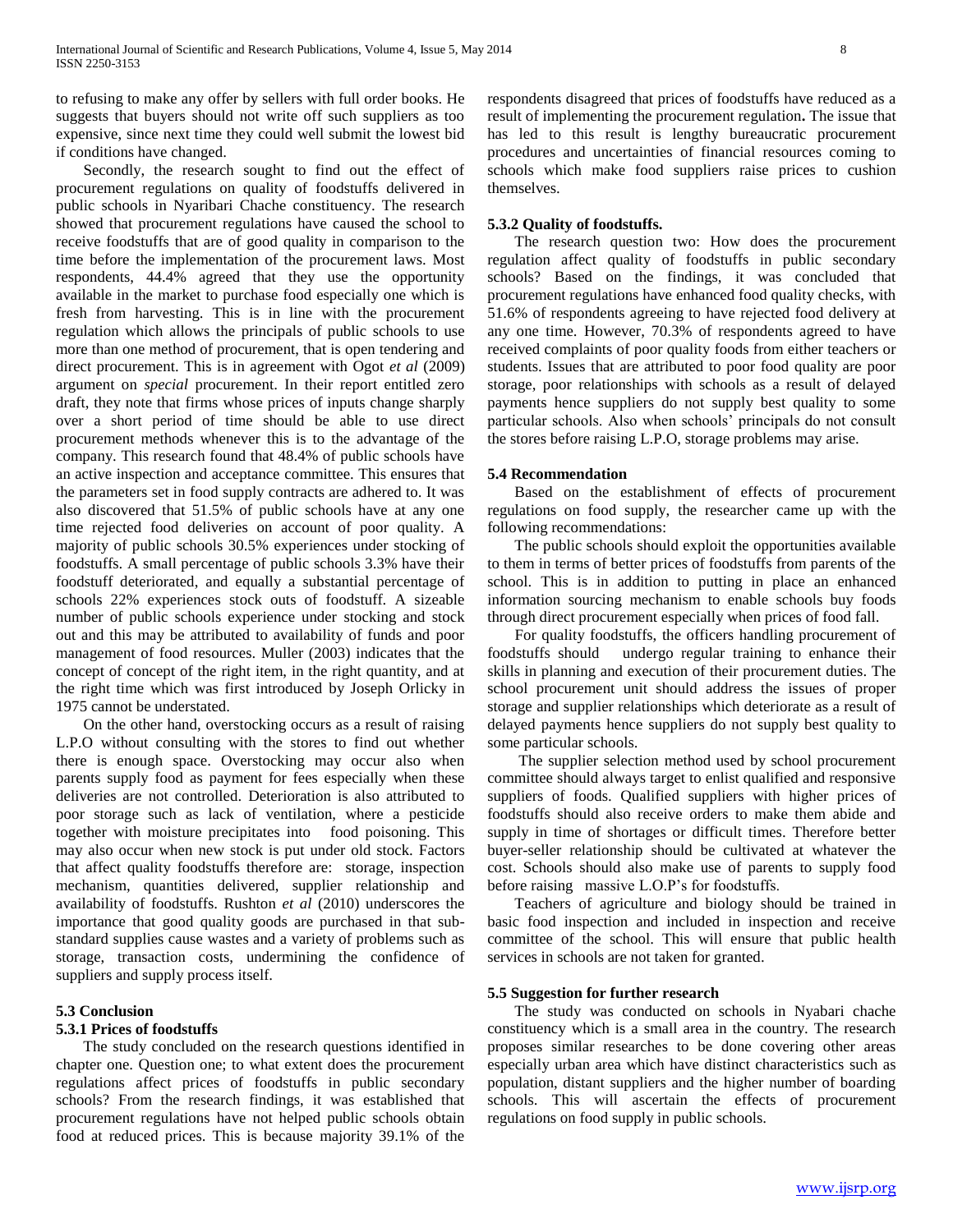to refusing to make any offer by sellers with full order books. He suggests that buyers should not write off such suppliers as too expensive, since next time they could well submit the lowest bid if conditions have changed.

Secondly, the research sought to find out the effect of procurement regulations on quality of foodstuffs delivered in public schools in Nyaribari Chache constituency. The research showed that procurement regulations have caused the school to receive foodstuffs that are of good quality in comparison to the time before the implementation of the procurement laws. Most respondents, 44.4% agreed that they use the opportunity available in the market to purchase food especially one which is fresh from harvesting. This is in line with the procurement regulation which allows the principals of public schools to use more than one method of procurement, that is open tendering and direct procurement. This is in agreement with Ogot *et al* (2009) argument on *special* procurement. In their report entitled zero draft, they note that firms whose prices of inputs change sharply over a short period of time should be able to use direct procurement methods whenever this is to the advantage of the company. This research found that 48.4% of public schools have an active inspection and acceptance committee. This ensures that the parameters set in food supply contracts are adhered to. It was also discovered that 51.5% of public schools have at any one time rejected food deliveries on account of poor quality. A majority of public schools 30.5% experiences under stocking of foodstuffs. A small percentage of public schools 3.3% have their foodstuff deteriorated, and equally a substantial percentage of schools 22% experiences stock outs of foodstuff. A sizeable number of public schools experience under stocking and stock out and this may be attributed to availability of funds and poor management of food resources. Muller (2003) indicates that the concept of concept of the right item, in the right quantity, and at the right time which was first introduced by Joseph Orlicky in 1975 cannot be understated.

On the other hand, overstocking occurs as a result of raising L.P.O without consulting with the stores to find out whether there is enough space. Overstocking may occur also when parents supply food as payment for fees especially when these deliveries are not controlled. Deterioration is also attributed to poor storage such as lack of ventilation, where a pesticide together with moisture precipitates into food poisoning. This may also occur when new stock is put under old stock. Factors that affect quality foodstuffs therefore are: storage, inspection mechanism, quantities delivered, supplier relationship and availability of foodstuffs. Rushton *et al* (2010) underscores the importance that good quality goods are purchased in that sub-standard supplies cause wastes and a variety of problems such as storage, transaction costs, undermining the confidence of suppliers and supply process itself.

### 5.3 Conclusion

#### 5.3.1 Prices of foodstuffs

The study concluded on the research questions identified in chapter one. Question one; to what extent does the procurement regulations affect prices of foodstuffs in public secondary schools? From the research findings, it was established that procurement regulations have not helped public schools obtain food at reduced prices. This is because majority 39.1% of the respondents disagreed that prices of foodstuffs have reduced as a result of implementing the procurement regulation**.** The issue that has led to this result is lengthy bureaucratic procurement procedures and uncertainties of financial resources coming to schools which make food suppliers raise prices to cushion themselves.

#### 5.3.2 Quality of foodstuffs.

The research question two: How does the procurement regulation affect quality of foodstuffs in public secondary schools? Based on the findings, it was concluded that procurement regulations have enhanced food quality checks, with 51.6% of respondents agreeing to have rejected food delivery at any one time. However, 70.3% of respondents agreed to have received complaints of poor quality foods from either teachers or students. Issues that are attributed to poor food quality are poor storage, poor relationships with schools as a result of delayed payments hence suppliers do not supply best quality to some particular schools. Also when schools' principals do not consult the stores before raising L.P.O, storage problems may arise.

### 5.4 Recommendation

Based on the establishment of effects of procurement regulations on food supply, the researcher came up with the following recommendations:

The public schools should exploit the opportunities available to them in terms of better prices of foodstuffs from parents of the school. This is in addition to putting in place an enhanced information sourcing mechanism to enable schools buy foods through direct procurement especially when prices of food fall.

For quality foodstuffs, the officers handling procurement of foodstuffs should undergo regular training to enhance their skills in planning and execution of their procurement duties. The school procurement unit should address the issues of proper storage and supplier relationships which deteriorate as a result of delayed payments hence suppliers do not supply best quality to some particular schools.

The supplier selection method used by school procurement committee should always target to enlist qualified and responsive suppliers of foods. Qualified suppliers with higher prices of foodstuffs should also receive orders to make them abide and supply in time of shortages or difficult times. Therefore better buyer-seller relationship should be cultivated at whatever the cost. Schools should also make use of parents to supply food before raising massive L.O.P's for foodstuffs.

Teachers of agriculture and biology should be trained in basic food inspection and included in inspection and receive committee of the school. This will ensure that public health services in schools are not taken for granted.

### 5.5 Suggestion for further research

The study was conducted on schools in Nyabari chache constituency which is a small area in the country. The research proposes similar researches to be done covering other areas especially urban area which have distinct characteristics such as population, distant suppliers and the higher number of boarding schools. This will ascertain the effects of procurement regulations on food supply in public schools.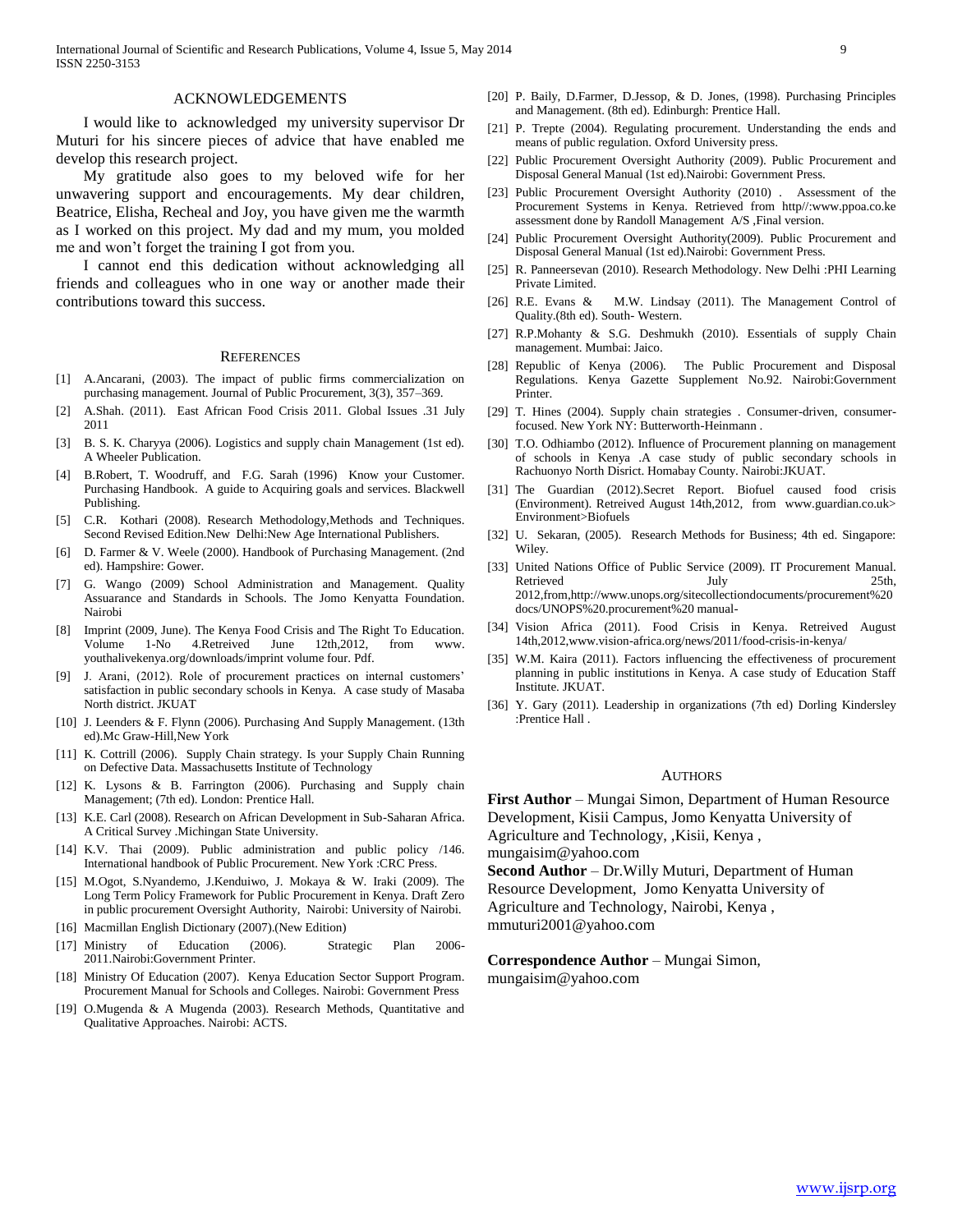## ACKNOWLEDGEMENTS

I would like to acknowledged my university supervisor Dr Muturi for his sincere pieces of advice that have enabled me develop this research project.

My gratitude also goes to my beloved wife for her unwavering support and encouragements. My dear children, Beatrice, Elisha, Recheal and Joy, you have given me the warmth as I worked on this project. My dad and my mum, you molded me and won't forget the training I got from you.

I cannot end this dedication without acknowledging all friends and colleagues who in one way or another made their contributions toward this success.

## REFERENCES

[1] A.Ancarani, (2003). The impact of public firms commercialization on purchasing management. Journal of Public Procurement, 3(3), 357–369.

[2] A.Shah. (2011). East African Food Crisis 2011. Global Issues .31 July 2011

[3] B. S. K. Charyya (2006). Logistics and supply chain Management (1st ed). A Wheeler Publication.

[4] B.Robert, T. Woodruff, and F.G. Sarah (1996) Know your Customer. Purchasing Handbook. A guide to Acquiring goals and services. Blackwell Publishing.

[5] C.R. Kothari (2008). Research Methodology,Methods and Techniques. Second Revised Edition.New Delhi:New Age International Publishers.

[6] D. Farmer & V. Weele (2000). Handbook of Purchasing Management. (2nd ed). Hampshire: Gower.

[7] G. Wango (2009) School Administration and Management. Quality Assuarance and Standards in Schools. The Jomo Kenyatta Foundation. Nairobi

[8] Imprint (2009, June). The Kenya Food Crisis and The Right To Education. Volume 1-No 4.Retreived June 12th,2012, from www. youthalivekenya.org/downloads/imprint volume four. Pdf.

[9] J. Arani, (2012). Role of procurement practices on internal customers' satisfaction in public secondary schools in Kenya. A case study of Masaba North district. JKUAT

[10] J. Leenders & F. Flynn (2006). Purchasing And Supply Management. (13th ed).Mc Graw-Hill,New York

[11] K. Cottrill (2006). Supply Chain strategy. Is your Supply Chain Running on Defective Data. Massachusetts Institute of Technology

[12] K. Lysons & B. Farrington (2006). Purchasing and Supply chain Management; (7th ed). London: Prentice Hall.

[13] K.E. Carl (2008). Research on African Development in Sub-Saharan Africa. A Critical Survey .Michingan State University.

[14] K.V. Thai (2009). Public administration and public policy /146. International handbook of Public Procurement. New York :CRC Press.

[15] M.Ogot, S.Nyandemo, J.Kenduiwo, J. Mokaya & W. Iraki (2009). The Long Term Policy Framework for Public Procurement in Kenya. Draft Zero in public procurement Oversight Authority, Nairobi: University of Nairobi.

[16] Macmillan English Dictionary (2007).(New Edition)

[17] Ministry of Education (2006). Strategic Plan 2006-2011.Nairobi:Government Printer.

[18] Ministry Of Education (2007). Kenya Education Sector Support Program. Procurement Manual for Schools and Colleges. Nairobi: Government Press

[19] O.Mugenda & A Mugenda (2003). Research Methods, Quantitative and Qualitative Approaches. Nairobi: ACTS.

[20] P. Baily, D.Farmer, D.Jessop, & D. Jones, (1998). Purchasing Principles and Management. (8th ed). Edinburgh: Prentice Hall.

[21] P. Trepte (2004). Regulating procurement. Understanding the ends and means of public regulation. Oxford University press.

[22] Public Procurement Oversight Authority (2009). Public Procurement and Disposal General Manual (1st ed).Nairobi: Government Press.

[23] Public Procurement Oversight Authority (2010) . Assessment of the Procurement Systems in Kenya. Retrieved from http//:www.ppoa.co.ke assessment done by Randoll Management A/S ,Final version.

[24] Public Procurement Oversight Authority(2009). Public Procurement and Disposal General Manual (1st ed).Nairobi: Government Press.

[25] R. Panneersevan (2010). Research Methodology. New Delhi :PHI Learning Private Limited.

[26] R.E. Evans & M.W. Lindsay (2011). The Management Control of Quality.(8th ed). South- Western.

[27] R.P.Mohanty & S.G. Deshmukh (2010). Essentials of supply Chain management. Mumbai: Jaico.

[28] Republic of Kenya (2006). The Public Procurement and Disposal Regulations. Kenya Gazette Supplement No.92. Nairobi:Government Printer.

[29] T. Hines (2004). Supply chain strategies . Consumer-driven, consumer-focused. New York NY: Butterworth-Heinmann .

[30] T.O. Odhiambo (2012). Influence of Procurement planning on management of schools in Kenya .A case study of public secondary schools in Rachuonyo North Disrict. Homabay County. Nairobi:JKUAT.

[31] The Guardian (2012).Secret Report. Biofuel caused food crisis (Environment). Retreived August 14th,2012, from www.guardian.co.uk> Environment>Biofuels

[32] U. Sekaran, (2005). Research Methods for Business; 4th ed. Singapore: Wiley.

[33] United Nations Office of Public Service (2009). IT Procurement Manual. Retrieved July 25th, 2012,from,http://www.unops.org/sitecollectiondocuments/procurement%20docs/UNOPS%20.procurement%20 manual-

[34] Vision Africa (2011). Food Crisis in Kenya. Retreived August 14th,2012,www.vision-africa.org/news/2011/food-crisis-in-kenya/

[35] W.M. Kaira (2011). Factors influencing the effectiveness of procurement planning in public institutions in Kenya. A case study of Education Staff Institute. JKUAT.

[36] Y. Gary (2011). Leadership in organizations (7th ed) Dorling Kindersley :Prentice Hall .

## AUTHORS

**First Author** – Mungai Simon, Department of Human Resource Development, Kisii Campus, Jomo Kenyatta University of Agriculture and Technology, ,Kisii, Kenya , mungaisim@yahoo.com

**Second Author** – Dr.Willy Muturi, Department of Human Resource Development, Jomo Kenyatta University of Agriculture and Technology, Nairobi, Kenya , mmuturi2001@yahoo.com

**Correspondence Author** – Mungai Simon, mungaisim@yahoo.com